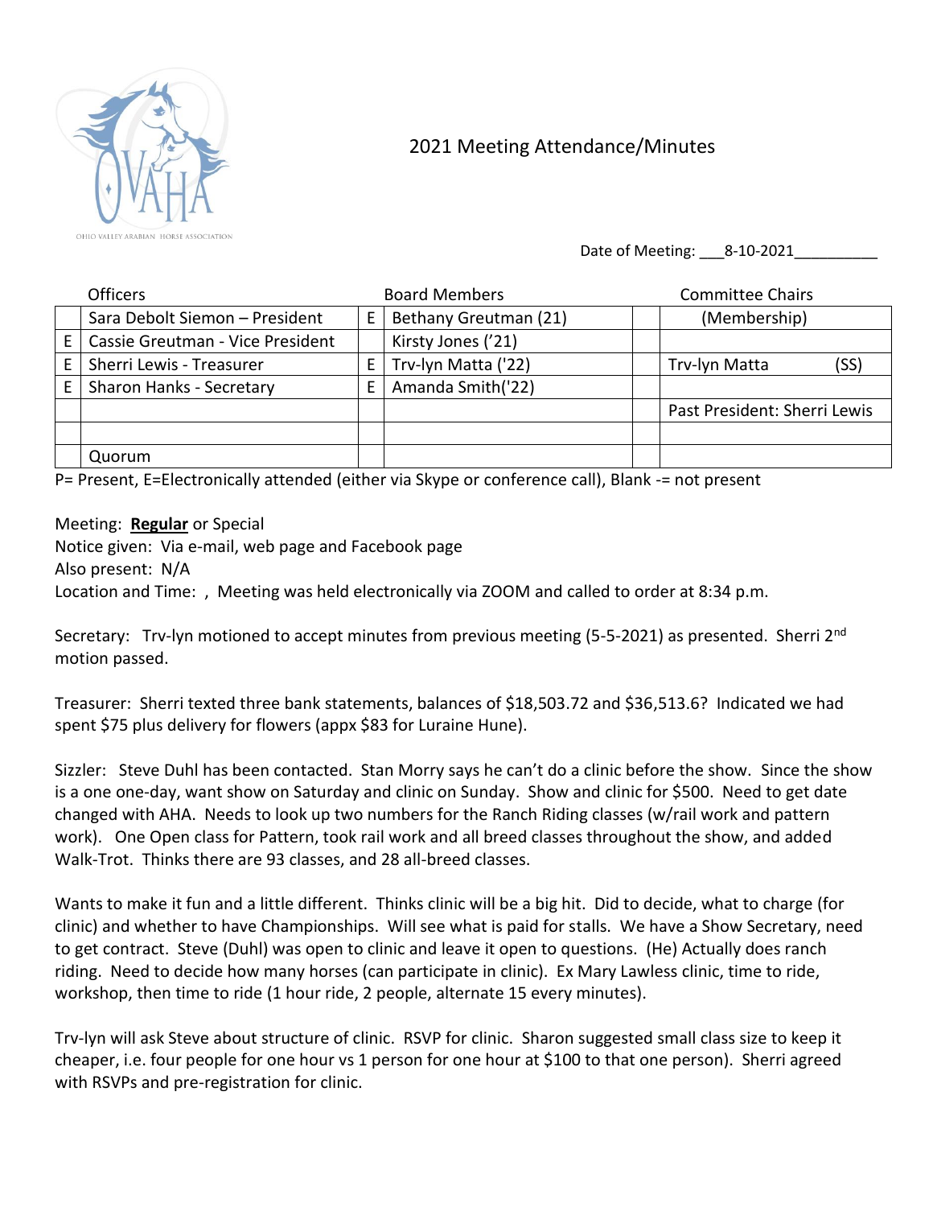# 2021 Meeting Attendance/Minutes

Date of Meeting: ___8-10-2021__________

| | Officers | | Board Members | | Committee Chairs |
|---|---|---|---|---|---|
| | Sara Debolt Siemon – President | E | Bethany Greutman (21) | | (Membership) |
| E | Cassie Greutman - Vice President | | Kirsty Jones ('21) | | |
| E | Sherri Lewis - Treasurer | E | Trv-lyn Matta ('22) | | Trv-lyn Matta (SS) |
| E | Sharon Hanks - Secretary | E | Amanda Smith('22) | | |
| | | | | | Past President: Sherri Lewis |
| | | | | | |
| | Quorum | | | | |

P= Present, E=Electronically attended (either via Skype or conference call), Blank -= not present

Meeting: **Regular** or Special
Notice given: Via e-mail, web page and Facebook page
Also present: N/A
Location and Time: , Meeting was held electronically via ZOOM and called to order at 8:34 p.m.

Secretary: Trv-lyn motioned to accept minutes from previous meeting (5-5-2021) as presented. Sherri 2nd motion passed.

Treasurer: Sherri texted three bank statements, balances of $18,503.72 and $36,513.6? Indicated we had spent $75 plus delivery for flowers (appx $83 for Luraine Hune).

Sizzler: Steve Duhl has been contacted. Stan Morry says he can't do a clinic before the show. Since the show is a one one-day, want show on Saturday and clinic on Sunday. Show and clinic for $500. Need to get date changed with AHA. Needs to look up two numbers for the Ranch Riding classes (w/rail work and pattern work). One Open class for Pattern, took rail work and all breed classes throughout the show, and added Walk-Trot. Thinks there are 93 classes, and 28 all-breed classes.

Wants to make it fun and a little different. Thinks clinic will be a big hit. Did to decide, what to charge (for clinic) and whether to have Championships. Will see what is paid for stalls. We have a Show Secretary, need to get contract. Steve (Duhl) was open to clinic and leave it open to questions. (He) Actually does ranch riding. Need to decide how many horses (can participate in clinic). Ex Mary Lawless clinic, time to ride, workshop, then time to ride (1 hour ride, 2 people, alternate 15 every minutes).

Trv-lyn will ask Steve about structure of clinic. RSVP for clinic. Sharon suggested small class size to keep it cheaper, i.e. four people for one hour vs 1 person for one hour at $100 to that one person). Sherri agreed with RSVPs and pre-registration for clinic.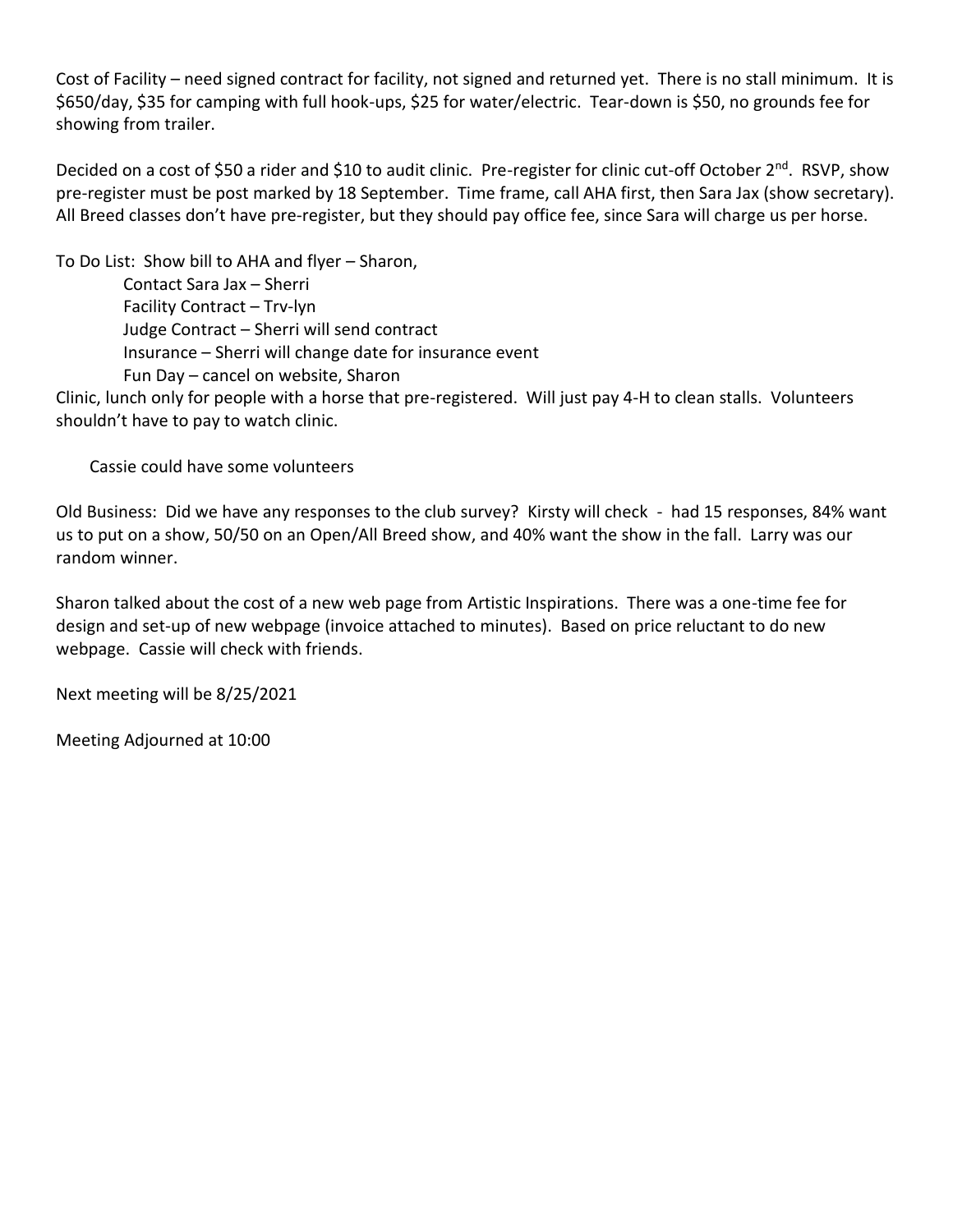Cost of Facility – need signed contract for facility, not signed and returned yet. There is no stall minimum. It is $650/day, $35 for camping with full hook-ups, $25 for water/electric. Tear-down is $50, no grounds fee for showing from trailer.

Decided on a cost of $50 a rider and $10 to audit clinic. Pre-register for clinic cut-off October 2nd. RSVP, show pre-register must be post marked by 18 September. Time frame, call AHA first, then Sara Jax (show secretary). All Breed classes don't have pre-register, but they should pay office fee, since Sara will charge us per horse.

To Do List: Show bill to AHA and flyer – Sharon,

Contact Sara Jax – Sherri
Facility Contract – Trv-lyn
Judge Contract – Sherri will send contract
Insurance – Sherri will change date for insurance event
Fun Day – cancel on website, Sharon

Clinic, lunch only for people with a horse that pre-registered. Will just pay 4-H to clean stalls. Volunteers shouldn't have to pay to watch clinic.

Cassie could have some volunteers

Old Business: Did we have any responses to the club survey? Kirsty will check - had 15 responses, 84% want us to put on a show, 50/50 on an Open/All Breed show, and 40% want the show in the fall. Larry was our random winner.

Sharon talked about the cost of a new web page from Artistic Inspirations. There was a one-time fee for design and set-up of new webpage (invoice attached to minutes). Based on price reluctant to do new webpage. Cassie will check with friends.

Next meeting will be 8/25/2021

Meeting Adjourned at 10:00